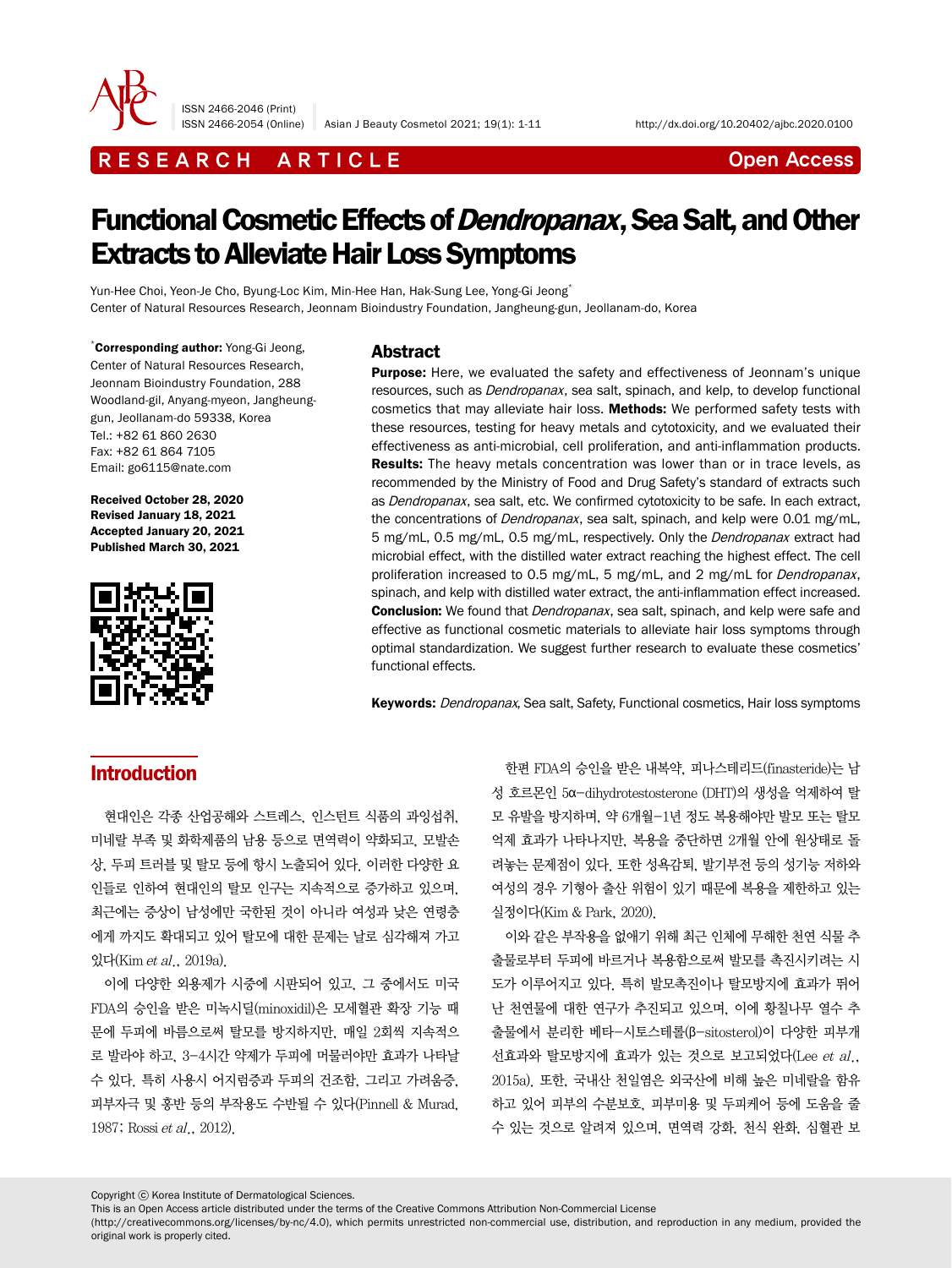RESEARCH ARTICLE

Open Access

# Functional Cosmetic Effects of *Dendropanax*, Sea Salt, and Other Extracts to Alleviate Hair Loss Symptoms

Yun-Hee Choi, Yeon-Je Cho, Byung-Loc Kim, Min-Hee Han, Hak-Sung Lee, Yong-Gi Jeong*

Center of Natural Resources Research, Jeonnam Bioindustry Foundation, Jangheung-gun, Jeollanam-do, Korea

***Corresponding author:** Yong-Gi Jeong, Center of Natural Resources Research, Jeonnam Bioindustry Foundation, 288 Woodland-gil, Anyang-myeon, Jangheung-gun, Jeollanam-do 59338, Korea
Tel.: +82 61 860 2630
Fax: +82 61 864 7105
Email: go6115@nate.com

**Received October 28, 2020**
**Revised January 18, 2021**
**Accepted January 20, 2021**
**Published March 30, 2021**

## Abstract

**Purpose:** Here, we evaluated the safety and effectiveness of Jeonnam's unique resources, such as *Dendropanax*, sea salt, spinach, and kelp, to develop functional cosmetics that may alleviate hair loss. **Methods:** We performed safety tests with these resources, testing for heavy metals and cytotoxicity, and we evaluated their effectiveness as anti-microbial, cell proliferation, and anti-inflammation products. **Results:** The heavy metals concentration was lower than or in trace levels, as recommended by the Ministry of Food and Drug Safety's standard of extracts such as *Dendropanax*, sea salt, etc. We confirmed cytotoxicity to be safe. In each extract, the concentrations of *Dendropanax*, sea salt, spinach, and kelp were 0.01 mg/mL, 5 mg/mL, 0.5 mg/mL, 0.5 mg/mL, respectively. Only the *Dendropanax* extract had microbial effect, with the distilled water extract reaching the highest effect. The cell proliferation increased to 0.5 mg/mL, 5 mg/mL, and 2 mg/mL for *Dendropanax*, spinach, and kelp with distilled water extract, the anti-inflammation effect increased. **Conclusion:** We found that *Dendropanax*, sea salt, spinach, and kelp were safe and effective as functional cosmetic materials to alleviate hair loss symptoms through optimal standardization. We suggest further research to evaluate these cosmetics' functional effects.

**Keywords:** *Dendropanax*, Sea salt, Safety, Functional cosmetics, Hair loss symptoms

## Introduction

현대인은 각종 산업공해와 스트레스, 인스턴트 식품의 과잉섭취, 미네랄 부족 및 화학제품의 남용 등으로 면역력이 약화되고, 모발손상, 두피 트러블 및 탈모 등에 항시 노출되어 있다. 이러한 다양한 요인들로 인하여 현대인의 탈모 인구는 지속적으로 증가하고 있으며, 최근에는 증상이 남성에만 국한된 것이 아니라 여성과 낮은 연령층에게 까지도 확대되고 있어 탈모에 대한 문제는 날로 심각해져 가고 있다(Kim *et al*., 2019a).

이에 다양한 외용제가 시중에 시판되어 있고, 그 중에서도 미국 FDA의 승인을 받은 미녹시딜(minoxidil)은 모세혈관 확장 기능 때문에 두피에 바름으로써 탈모를 방지하지만, 매일 2회씩 지속적으로 발라야 하고, 3–4시간 약제가 두피에 머물러야만 효과가 나타날 수 있다. 특히 사용시 어지럼증과 두피의 건조함, 그리고 가려움증, 피부자극 및 홍반 등의 부작용도 수반될 수 있다(Pinnell & Murad, 1987; Rossi *et al*., 2012).

한편 FDA의 승인을 받은 내복약, 피나스테리드(finasteride)는 남성 호르몬인 5α-dihydrotestosterone (DHT)의 생성을 억제하여 탈모 유발을 방지하며, 약 6개월–1년 정도 복용해야만 발모 또는 탈모 억제 효과가 나타나지만, 복용을 중단하면 2개월 안에 원상태로 돌려놓는 문제점이 있다. 또한 성욕감퇴, 발기부전 등의 성기능 저하와 여성의 경우 기형아 출산 위험이 있기 때문에 복용을 제한하고 있는 실정이다(Kim & Park, 2020).

이와 같은 부작용을 없애기 위해 최근 인체에 무해한 천연 식물 추출물로부터 두피에 바르거나 복용함으로써 발모를 촉진시키려는 시도가 이루어지고 있다. 특히 발모촉진이나 탈모방지에 효과가 뛰어난 천연물에 대한 연구가 추진되고 있으며, 이에 황칠나무 열수 추출물에서 분리한 베타-시토스테롤(β-sitosterol)이 다양한 피부개선효과와 탈모방지에 효과가 있는 것으로 보고되었다(Lee *et al*., 2015a). 또한, 국내산 천일염은 외국산에 비해 높은 미네랄을 함유하고 있어 피부의 수분보호, 피부미용 및 두피케어 등에 도움을 줄 수 있는 것으로 알려져 있으며, 면역력 강화, 천식 완화, 심혈관 보

Copyright ⓒ Korea Institute of Dermatological Sciences.
This is an Open Access article distributed under the terms of the Creative Commons Attribution Non-Commercial License (http://creativecommons.org/licenses/by-nc/4.0), which permits unrestricted non-commercial use, distribution, and reproduction in any medium, provided the original work is properly cited.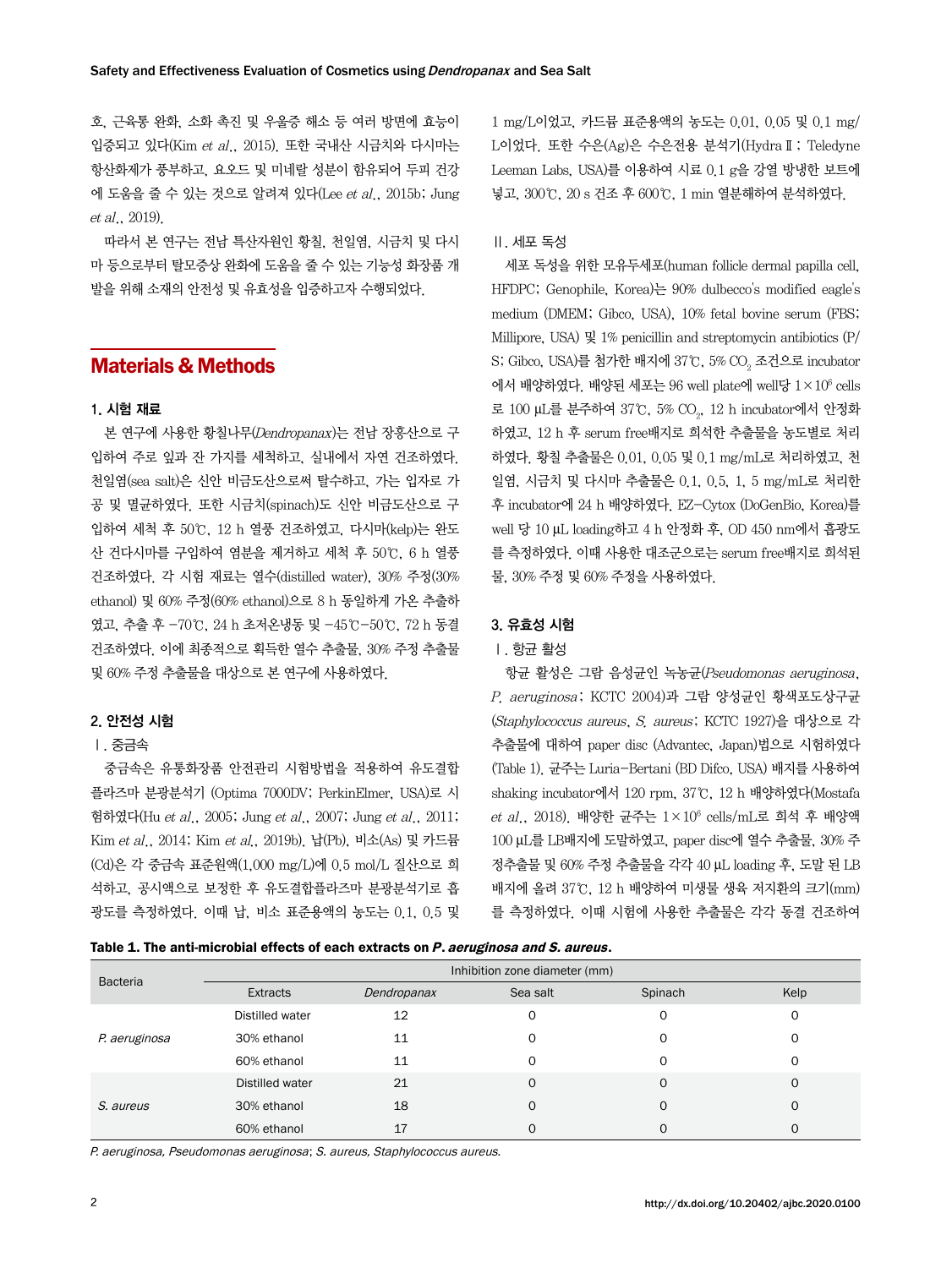호, 근육통 완화, 소화 촉진 및 우울증 해소 등 여러 방면에 효능이 입증되고 있다(Kim *et al*., 2015). 또한 국내산 시금치와 다시마는 항산화제가 풍부하고, 요오드 및 미네랄 성분이 함유되어 두피 건강에 도움을 줄 수 있는 것으로 알려져 있다(Lee *et al*., 2015b; Jung *et al*., 2019).

따라서 본 연구는 전남 특산자원인 황칠, 천일염, 시금치 및 다시마 등으로부터 탈모증상 완화에 도움을 줄 수 있는 기능성 화장품 개발을 위해 소재의 안전성 및 유효성을 입증하고자 수행되었다.

## Materials & Methods

### 1. 시험 재료

본 연구에 사용한 황칠나무(*Dendropanax*)는 전남 장흥산으로 구입하여 주로 잎과 잔 가지를 세척하고, 실내에서 자연 건조하였다. 천일염(sea salt)은 신안 비금도산으로써 탈수하고, 가는 입자로 가공 및 멸균하였다. 또한 시금치(spinach)도 신안 비금도산으로 구입하여 세척 후 50℃, 12 h 열풍 건조하였고, 다시마(kelp)는 완도산 건다시마를 구입하여 염분을 제거하고 세척 후 50℃, 6 h 열풍 건조하였다. 각 시험 재료는 열수(distilled water), 30% 주정(30% ethanol) 및 60% 주정(60% ethanol)으로 8 h 동일하게 가온 추출하였고, 추출 후 −70℃, 24 h 초저온냉동 및 −45℃−50℃, 72 h 동결 건조하였다. 이에 최종적으로 획득한 열수 추출물, 30% 주정 추출물 및 60% 주정 추출물을 대상으로 본 연구에 사용하였다.

### 2. 안전성 시험

Ⅰ. 중금속

중금속은 유통화장품 안전관리 시험방법을 적용하여 유도결합 플라즈마 분광분석기 (Optima 7000DV; PerkinElmer, USA)로 시험하였다(Hu *et al*., 2005; Jung *et al*., 2007; Jung *et al*., 2011; Kim *et al*., 2014; Kim *et al*., 2019b). 납(Pb), 비소(As) 및 카드뮴(Cd)은 각 중금속 표준원액(1,000 mg/L)에 0.5 mol/L 질산으로 희석하고, 공시액으로 보정한 후 유도결합플라즈마 분광분석기로 흡광도를 측정하였다. 이때 납, 비소 표준용액의 농도는 0.1, 0.5 및 1 mg/L이었고, 카드뮴 표준용액의 농도는 0.01, 0.05 및 0.1 mg/L이었다. 또한 수은(Ag)은 수은전용 분석기(Hydra Ⅱ; Teledyne Leeman Labs, USA)를 이용하여 시료 0.1 g을 강열 방냉한 보트에 넣고, 300℃, 20 s 건조 후 600℃, 1 min 열분해하여 분석하였다.

Ⅱ. 세포 독성

세포 독성을 위한 모유두세포(human follicle dermal papilla cell, HFDPC; Genophile, Korea)는 90% dulbecco's modified eagle's medium (DMEM; Gibco, USA), 10% fetal bovine serum (FBS; Millipore, USA) 및 1% penicillin and streptomycin antibiotics (P/S; Gibco, USA)를 첨가한 배지에 37℃, 5% $CO_2$ 조건으로 incubator에서 배양하였다. 배양된 세포는 96 well plate에 well당 $1 \times 10^6$ cells로 100 μL를 분주하여 37℃, 5% $CO_2$, 12 h incubator에서 안정화하였고, 12 h 후 serum free배지로 희석한 추출물을 농도별로 처리하였다. 황칠 추출물은 0.01, 0.05 및 0.1 mg/mL로 처리하였고, 천일염, 시금치 및 다시마 추출물은 0.1, 0.5, 1, 5 mg/mL로 처리한 후 incubator에 24 h 배양하였다. EZ-Cytox (DoGenBio, Korea)를 well 당 10 μL loading하고 4 h 안정화 후, OD 450 nm에서 흡광도를 측정하였다. 이때 사용한 대조군으로는 serum free배지로 희석된 물, 30% 주정 및 60% 주정을 사용하였다.

### 3. 유효성 시험

Ⅰ. 항균 활성

항균 활성은 그람 음성균인 녹농균(*Pseudomonas aeruginosa*, *P. aeruginosa*; KCTC 2004)과 그람 양성균인 황색포도상구균(*Staphylococcus aureus*, *S. aureus*; KCTC 1927)을 대상으로 각 추출물에 대하여 paper disc (Advantec, Japan)법으로 시험하였다(Table 1). 균주는 Luria−Bertani (BD Difco, USA) 배지를 사용하여 shaking incubator에서 120 rpm, 37℃, 12 h 배양하였다(Mostafa *et al*., 2018). 배양한 균주는 $1 \times 10^6$ cells/mL로 희석 후 배양액 100 μL를 LB배지에 도말하였고, paper disc에 열수 추출물, 30% 주정추출물 및 60% 주정 추출물을 각각 40 μL loading 후, 도말 된 LB 배지에 올려 37℃, 12 h 배양하여 미생물 생육 저지환의 크기(mm)를 측정하였다. 이때 시험에 사용한 추출물은 각각 동결 건조하여

**Table 1. The anti-microbial effects of each extracts on *P. aeruginosa and S. aureus*.**

| Bacteria | Inhibition zone diameter (mm) | | | | |
|---|---|---|---|---|---|
| | Extracts | *Dendropanax* | Sea salt | Spinach | Kelp |
| *P. aeruginosa* | Distilled water | 12 | 0 | 0 | 0 |
| | 30% ethanol | 11 | 0 | 0 | 0 |
| | 60% ethanol | 11 | 0 | 0 | 0 |
| *S. aureus* | Distilled water | 21 | 0 | 0 | 0 |
| | 30% ethanol | 18 | 0 | 0 | 0 |
| | 60% ethanol | 17 | 0 | 0 | 0 |

*P. aeruginosa, Pseudomonas aeruginosa*; *S. aureus, Staphylococcus aureus.*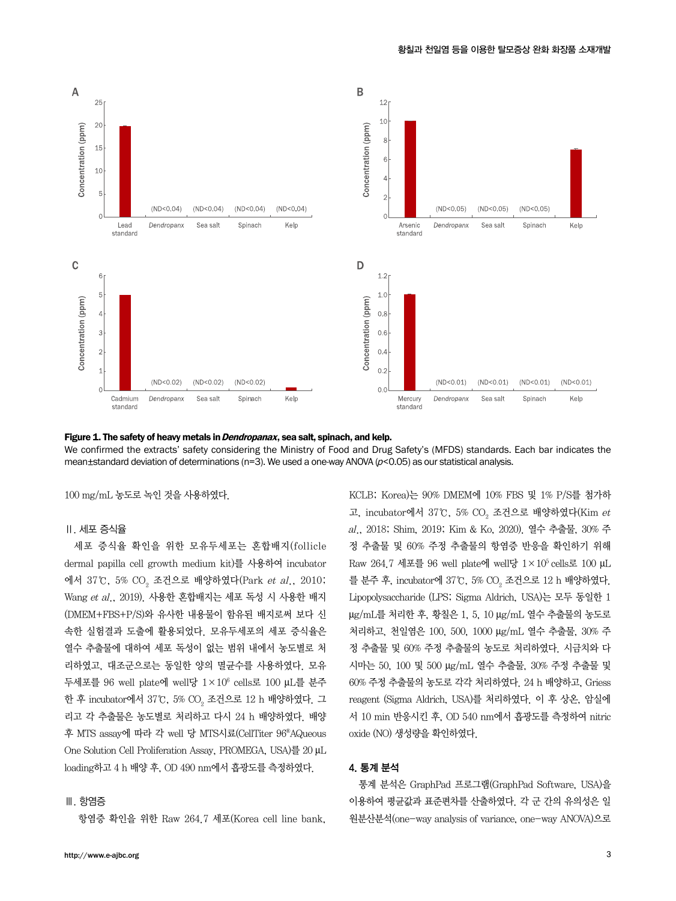**Figure 1. The safety of heavy metals in *Dendropanax*, sea salt, spinach, and kelp.**
We confirmed the extracts' safety considering the Ministry of Food and Drug Safety's (MFDS) standards. Each bar indicates the mean±standard deviation of determinations (n=3). We used a one-way ANOVA ($p<0.05$) as our statistical analysis.

100 mg/mL 농도로 녹인 것을 사용하였다.

### Ⅱ. 세포 증식율

세포 증식율 확인을 위한 모유두세포는 혼합배지(follicle dermal papilla cell growth medium kit)를 사용하여 incubator에서 37℃, 5% $CO_2$ 조건으로 배양하였다(Park *et al*., 2010; Wang *et al*., 2019). 사용한 혼합배지는 세포 독성 시 사용한 배지(DMEM+FBS+P/S)와 유사한 내용물이 함유된 배지로써 보다 신속한 실험결과 도출에 활용되었다. 모유두세포의 세포 증식율은 열수 추출물에 대하여 세포 독성이 없는 범위 내에서 농도별로 처리하였고, 대조군으로는 동일한 양의 멸균수를 사용하였다. 모유두세포를 96 well plate에 well당 $1\times10^6$ cells로 100 µL를 분주한 후 incubator에서 37℃, 5% $CO_2$ 조건으로 12 h 배양하였다. 그리고 각 추출물은 농도별로 처리하고 다시 24 h 배양하였다. 배양 후 MTS assay에 따라 각 well 당 MTS시료(CellTiter 96®AQueous One Solution Cell Proliferation Assay, PROMEGA, USA)를 20 µL loading하고 4 h 배양 후, OD 490 nm에서 흡광도를 측정하였다.

### Ⅲ. 항염증

항염증 확인을 위한 Raw 264.7 세포(Korea cell line bank, KCLB; Korea)는 90% DMEM에 10% FBS 및 1% P/S를 첨가하고, incubator에서 37℃, 5% $CO_2$ 조건으로 배양하였다(Kim *et al*., 2018; Shim, 2019; Kim & Ko, 2020). 열수 추출물, 30% 주정 추출물 및 60% 주정 추출물의 항염증 반응을 확인하기 위해 Raw 264.7 세포를 96 well plate에 well당 $1\times10^5$ cells로 100 µL를 분주 후, incubator에 37℃, 5% $CO_2$ 조건으로 12 h 배양하였다. Lipopolysaccharide (LPS; Sigma Aldrich, USA)는 모두 동일한 1 µg/mL를 처리한 후, 황칠은 1, 5, 10 µg/mL 열수 추출물의 농도로 처리하고, 천일염은 100, 500, 1000 µg/mL 열수 추출물, 30% 주정 추출물 및 60% 주정 추출물의 농도로 처리하였다. 시금치와 다시마는 50, 100 및 500 µg/mL 열수 추출물, 30% 주정 추출물 및 60% 주정 추출물의 농도로 각각 처리하였다. 24 h 배양하고, Griess reagent (Sigma Aldrich, USA)를 처리하였다. 이 후 상온, 암실에서 10 min 반응시킨 후, OD 540 nm에서 흡광도를 측정하여 nitric oxide (NO) 생성량을 확인하였다.

## 4. 통계 분석

통계 분석은 GraphPad 프로그램(GraphPad Software, USA)을 이용하여 평균값과 표준편차를 산출하였다. 각 군 간의 유의성은 일원분산분석(one-way analysis of variance, one-way ANOVA)으로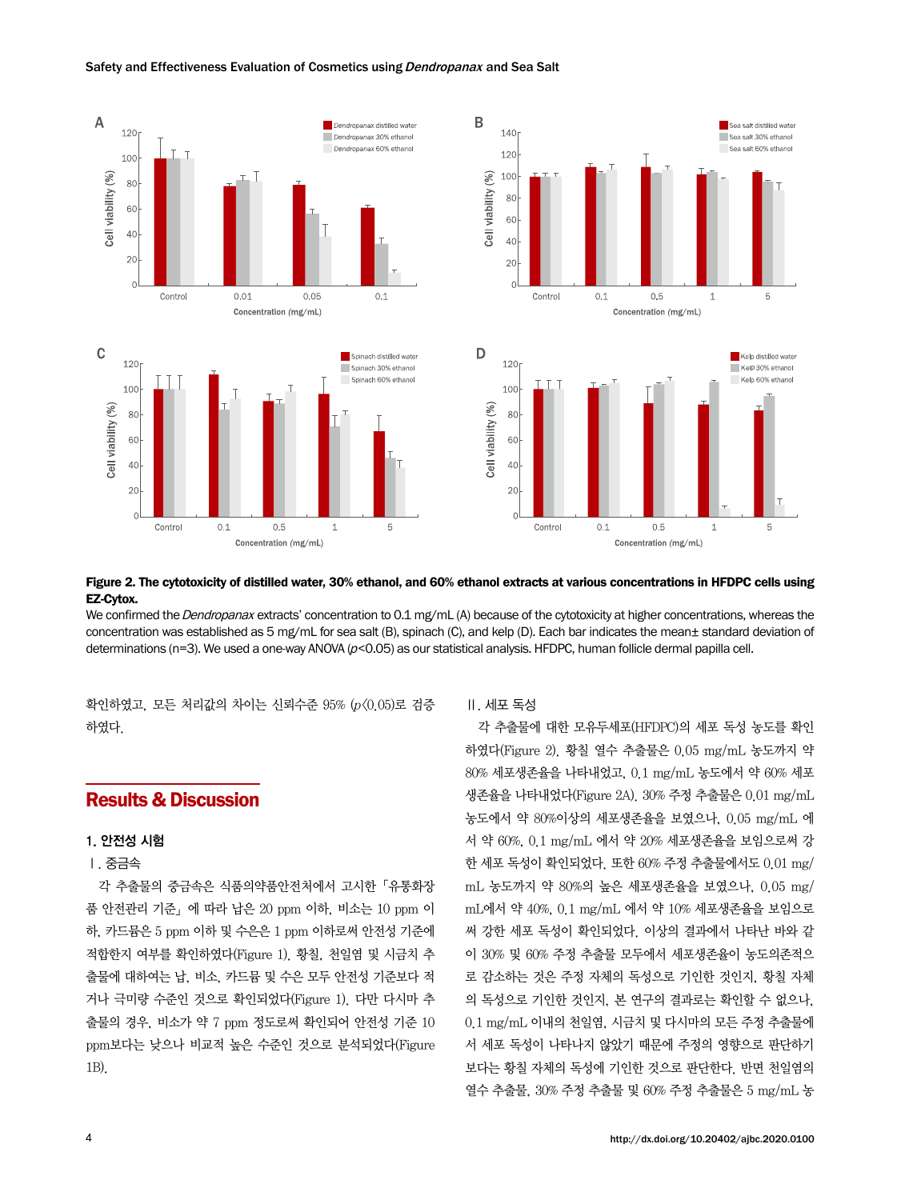**Figure 2. The cytotoxicity of distilled water, 30% ethanol, and 60% ethanol extracts at various concentrations in HFDPC cells using EZ-Cytox.**

We confirmed the *Dendropanax* extracts' concentration to 0.1 mg/mL (A) because of the cytotoxicity at higher concentrations, whereas the concentration was established as 5 mg/mL for sea salt (B), spinach (C), and kelp (D). Each bar indicates the mean± standard deviation of determinations (n=3). We used a one-way ANOVA ($p$<0.05) as our statistical analysis. HFDPC, human follicle dermal papilla cell.

확인하였고, 모든 처리값의 차이는 신뢰수준 95% ($p$<0.05)로 검증하였다.

## Results & Discussion

### 1. 안전성 시험

#### Ⅰ. 중금속

각 추출물의 중금속은 식품의약품안전처에서 고시한 「유통화장품 안전관리 기준」에 따라 납은 20 ppm 이하, 비소는 10 ppm 이하, 카드뮴은 5 ppm 이하 및 수은은 1 ppm 이하로써 안전성 기준에 적합한지 여부를 확인하였다(Figure 1). 황칠, 천일염 및 시금치 추출물에 대하여는 납, 비소, 카드뮴 및 수은 모두 안전성 기준보다 적거나 극미량 수준인 것으로 확인되었다(Figure 1). 다만 다시마 추출물의 경우, 비소가 약 7 ppm 정도로써 확인되어 안전성 기준 10 ppm보다는 낮으나 비교적 높은 수준인 것으로 분석되었다(Figure 1B).

#### Ⅱ. 세포 독성

각 추출물에 대한 모유두세포(HFDPC)의 세포 독성 농도를 확인하였다(Figure 2). 황칠 열수 추출물은 0.05 mg/mL 농도까지 약 80% 세포생존율을 나타내었고, 0.1 mg/mL 농도에서 약 60% 세포생존율을 나타내었다(Figure 2A). 30% 주정 추출물은 0.01 mg/mL 농도에서 약 80%이상의 세포생존율을 보였으나, 0.05 mg/mL 에서 약 60%, 0.1 mg/mL 에서 약 20% 세포생존율을 보임으로써 강한 세포 독성이 확인되었다. 또한 60% 주정 추출물에서도 0.01 mg/mL 농도까지 약 80%의 높은 세포생존율을 보였으나, 0.05 mg/mL에서 약 40%, 0.1 mg/mL 에서 약 10% 세포생존율을 보임으로써 강한 세포 독성이 확인되었다. 이상의 결과에서 나타난 바와 같이 30% 및 60% 주정 추출물 모두에서 세포생존율이 농도의존적으로 감소하는 것은 주정 자체의 독성으로 기인한 것인지, 황칠 자체의 독성으로 기인한 것인지, 본 연구의 결과로는 확인할 수 없으나, 0.1 mg/mL 이내의 천일염, 시금치 및 다시마의 모든 주정 추출물에서 세포 독성이 나타나지 않았기 때문에 주정의 영향으로 판단하기보다는 황칠 자체의 독성에 기인한 것으로 판단한다. 반면 천일염의 열수 추출물, 30% 주정 추출물 및 60% 주정 추출물은 5 mg/mL 농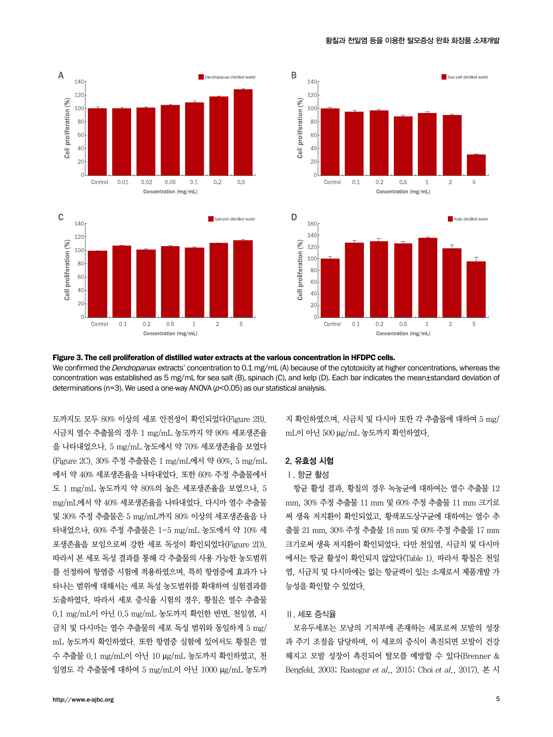**Figure 3. The cell proliferation of distilled water extracts at the various concentration in HFDPC cells.**
We confirmed the *Dendropanax* extracts' concentration to 0.1 mg/mL (A) because of the cytotoxicity at higher concentrations, whereas the concentration was established as 5 mg/mL for sea salt (B), spinach (C), and kelp (D). Each bar indicates the mean±standard deviation of determinations (n=3). We used a one-way ANOVA ($p$<0.05) as our statistical analysis.

도까지도 모두 80% 이상의 세포 안전성이 확인되었다(Figure 2B). 시금치 열수 추출물의 경우 1 mg/mL 농도까지 약 90% 세포생존율을 나타내었으나, 5 mg/mL 농도에서 약 70% 세포생존율을 보였다(Figure 2C). 30% 주정 추출물은 1 mg/mL에서 약 60%, 5 mg/mL에서 약 40% 세포생존율을 나타내었다. 또한 60% 주정 추출물에서도 1 mg/mL 농도까지 약 80%의 높은 세포생존율을 보였으나, 5 mg/mL에서 약 40% 세포생존율을 나타내었다. 다시마 열수 추출물 및 30% 주정 추출물은 5 mg/mL까지 80% 이상의 세포생존율을 나타내었으나, 60% 주정 추출물은 1–5 mg/mL 농도에서 약 10% 세포생존율을 보임으로써 강한 세포 독성이 확인되었다(Figure 2D). 따라서 본 세포 독성 결과를 통해 각 추출물의 사용 가능한 농도범위를 선정하여 항염증 시험에 적용하였으며, 특히 항염증에 효과가 나타나는 범위에 대해서는 세포 독성 농도범위를 확대하여 실험결과를 도출하였다. 따라서 세포 증식율 시험의 경우, 황칠은 열수 추출물 0.1 mg/mL이 아닌 0.5 mg/mL 농도까지 확인한 반면, 천일염, 시금치 및 다시마는 열수 추출물의 세포 독성 범위와 동일하게 5 mg/mL 농도까지 확인하였다. 또한 항염증 실험에 있어서도 황칠은 열수 추출물 0.1 mg/mL이 아닌 10 μg/mL 농도까지 확인하였고, 천일염도 각 추출물에 대하여 5 mg/mL이 아닌 1000 μg/mL 농도까지 확인하였으며, 시금치 및 다시마 또한 각 추출물에 대하여 5 mg/mL이 아닌 500 μg/mL 농도까지 확인하였다.

## 2. 유효성 시험

### Ⅰ. 항균 활성

항균 활성 결과, 황칠의 경우 녹농균에 대하여는 열수 추출물 12 mm, 30% 주정 추출물 11 mm 및 60% 주정 추출물 11 mm 크기로써 생육 저지환이 확인되었고, 황색포도상구균에 대하여는 열수 추출물 21 mm, 30% 주정 추출물 18 mm 및 60% 주정 추출물 17 mm 크기로써 생육 저지환이 확인되었다. 다만 천일염, 시금치 및 다시마에서는 항균 활성이 확인되지 않았다(Table 1). 따라서 황칠은 천일염, 시금치 및 다시마에는 없는 항균력이 있는 소재로서 제품개발 가능성을 확인할 수 있었다.

### Ⅱ. 세포 증식율

모유두세포는 모낭의 기저부에 존재하는 세포로써 모발의 성장과 주기 조절을 담당하며, 이 세포의 증식이 촉진되면 모발이 건강해지고 모발 성장이 촉진되어 탈모를 예방할 수 있다(Brenner & Bergfeld, 2003; Rastegar *et al*., 2015; Choi *et al*., 2017). 본 시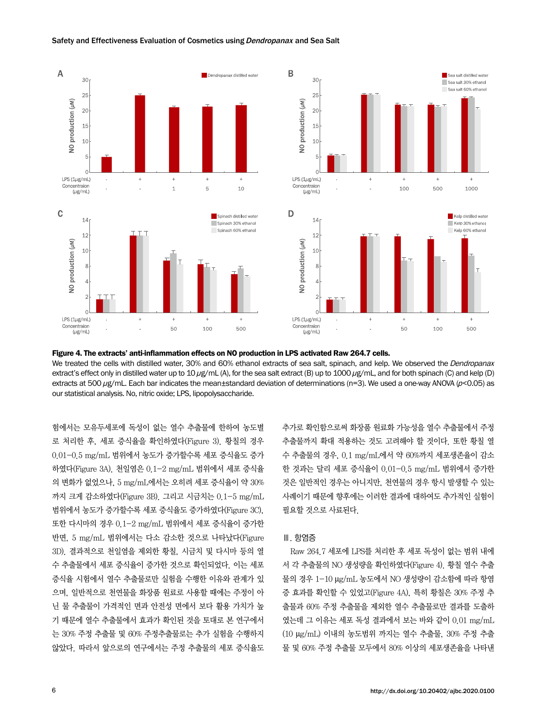**Figure 4. The extracts' anti-inflammation effects on NO production in LPS activated Raw 264.7 cells.**

We treated the cells with distilled water, 30% and 60% ethanol extracts of sea salt, spinach, and kelp. We observed the *Dendropanax* extract's effect only in distilled water up to 10 μg/mL (A), for the sea salt extract (B) up to 1000 μg/mL, and for both spinach (C) and kelp (D) extracts at 500 μg/mL. Each bar indicates the mean±standard deviation of determinations (n=3). We used a one-way ANOVA ($p<0.05$) as our statistical analysis. No, nitric oxide; LPS, lipopolysaccharide.

험에서는 모유두세포에 독성이 없는 열수 추출물에 한하여 농도별로 처리한 후, 세포 증식율을 확인하였다(Figure 3). 황칠의 경우 0.01–0.5 mg/mL 범위에서 농도가 증가할수록 세포 증식율도 증가하였다(Figure 3A). 천일염은 0.1–2 mg/mL 범위에서 세포 증식율의 변화가 없었으나, 5 mg/mL에서는 오히려 세포 증식율이 약 30%까지 크게 감소하였다(Figure 3B). 그리고 시금치는 0.1–5 mg/mL 범위에서 농도가 증가할수록 세포 증식율도 증가하였다(Figure 3C), 또한 다시마의 경우 0.1–2 mg/mL 범위에서 세포 증식율이 증가한 반면, 5 mg/mL 범위에서는 다소 감소한 것으로 나타났다(Figure 3D). 결과적으로 천일염을 제외한 황칠, 시금치 및 다시마 등의 열수 추출물에서 세포 증식율이 증가한 것으로 확인되었다. 이는 세포 증식율 시험에서 열수 추출물로만 실험을 수행한 이유와 관계가 있으며, 일반적으로 천연물을 화장품 원료로 사용할 때에는 주정이 아닌 물 추출물이 가격적인 면과 안전성 면에서 보다 활용 가치가 높기 때문에 열수 추출물에서 효과가 확인된 것을 토대로 본 연구에서는 30% 주정 추출물 및 60% 주정추출물로는 추가 실험을 수행하지 않았다. 따라서 앞으로의 연구에서는 주정 추출물의 세포 증식율도 추가로 확인함으로써 화장품 원료화 가능성을 열수 추출물에서 주정 추출물까지 확대 적용하는 것도 고려해야 할 것이다. 또한 황칠 열수 추출물의 경우, 0.1 mg/mL에서 약 60%까지 세포생존율이 감소한 것과는 달리 세포 증식율이 0.01–0.5 mg/mL 범위에서 증가한 것은 일반적인 경우는 아니지만, 천연물의 경우 항시 발생할 수 있는 사례이기 때문에 향후에는 이러한 결과에 대하여도 추가적인 실험이 필요할 것으로 사료된다.

### Ⅲ. 항염증

Raw 264.7 세포에 LPS를 처리한 후 세포 독성이 없는 범위 내에서 각 추출물의 NO 생성량을 확인하였다(Figure 4). 황칠 열수 추출물의 경우 1–10 μg/mL 농도에서 NO 생성량이 감소함에 따라 항염증 효과를 확인할 수 있었고(Figure 4A), 특히 황칠은 30% 주정 추출물과 60% 주정 추출물을 제외한 열수 추출물로만 결과를 도출하였는데 그 이유는 세포 독성 결과에서 보는 바와 같이 0.01 mg/mL (10 μg/mL) 이내의 농도범위 까지는 열수 추출물, 30% 주정 추출물 및 60% 주정 추출물 모두에서 80% 이상의 세포생존율을 나타낸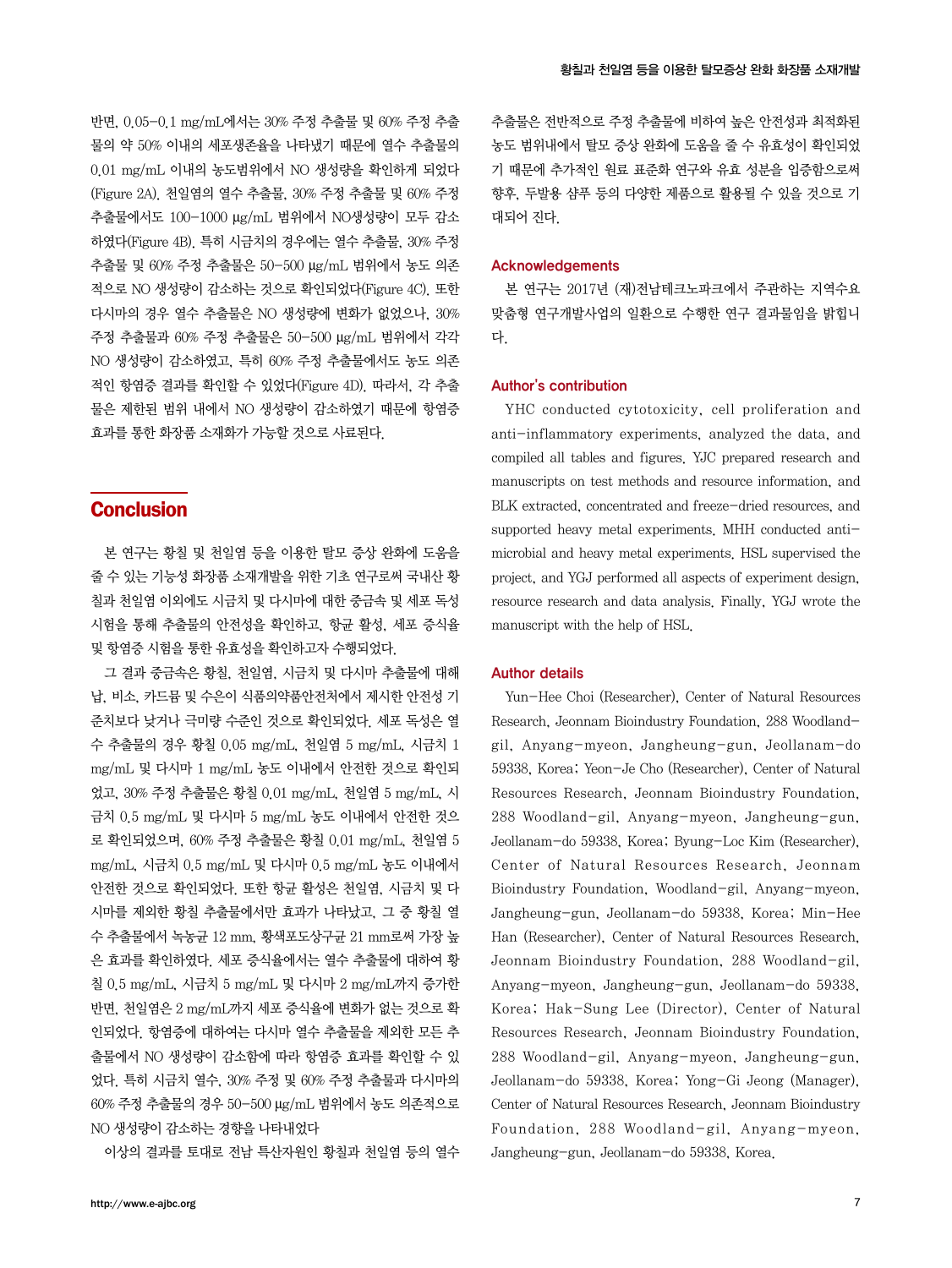반면, 0.05-0.1 mg/mL에서는 30% 주정 추출물 및 60% 주정 추출물의 약 50% 이내의 세포생존율을 나타냈기 때문에 열수 추출물의 0.01 mg/mL 이내의 농도범위에서 NO 생성량을 확인하게 되었다(Figure 2A). 천일염의 열수 추출물, 30% 주정 추출물 및 60% 주정 추출물에서도 100-1000 μg/mL 범위에서 NO생성량이 모두 감소하였다(Figure 4B). 특히 시금치의 경우에는 열수 추출물, 30% 주정 추출물 및 60% 주정 추출물은 50-500 μg/mL 범위에서 농도 의존적으로 NO 생성량이 감소하는 것으로 확인되었다(Figure 4C). 또한 다시마의 경우 열수 추출물은 NO 생성량에 변화가 없었으나, 30% 주정 추출물과 60% 주정 추출물은 50-500 μg/mL 범위에서 각각 NO 생성량이 감소하였고, 특히 60% 주정 추출물에서도 농도 의존적인 항염증 결과를 확인할 수 있었다(Figure 4D). 따라서, 각 추출물은 제한된 범위 내에서 NO 생성량이 감소하였기 때문에 항염증 효과를 통한 화장품 소재화가 가능할 것으로 사료된다.

## Conclusion

본 연구는 황칠 및 천일염 등을 이용한 탈모 증상 완화에 도움을 줄 수 있는 기능성 화장품 소재개발을 위한 기초 연구로써 국내산 황칠과 천일염 이외에도 시금치 및 다시마에 대한 중금속 및 세포 독성 시험을 통해 추출물의 안전성을 확인하고, 항균 활성, 세포 증식율 및 항염증 시험을 통한 유효성을 확인하고자 수행되었다.

그 결과 중금속은 황칠, 천일염, 시금치 및 다시마 추출물에 대해 납, 비소, 카드뮴 및 수은이 식품의약품안전처에서 제시한 안전성 기준치보다 낮거나 극미량 수준인 것으로 확인되었다. 세포 독성은 열수 추출물의 경우 황칠 0.05 mg/mL, 천일염 5 mg/mL, 시금치 1 mg/mL 및 다시마 1 mg/mL 농도 이내에서 안전한 것으로 확인되었고, 30% 주정 추출물은 황칠 0.01 mg/mL, 천일염 5 mg/mL, 시금치 0.5 mg/mL 및 다시마 5 mg/mL 농도 이내에서 안전한 것으로 확인되었으며, 60% 주정 추출물은 황칠 0.01 mg/mL, 천일염 5 mg/mL, 시금치 0.5 mg/mL 및 다시마 0.5 mg/mL 농도 이내에서 안전한 것으로 확인되었다. 또한 항균 활성은 천일염, 시금치 및 다시마를 제외한 황칠 추출물에서만 효과가 나타났고, 그 중 황칠 열수 추출물에서 녹농균 12 mm, 황색포도상구균 21 mm로써 가장 높은 효과를 확인하였다. 세포 증식율에서는 열수 추출물에 대하여 황칠 0.5 mg/mL, 시금치 5 mg/mL 및 다시마 2 mg/mL까지 증가한 반면, 천일염은 2 mg/mL까지 세포 증식율에 변화가 없는 것으로 확인되었다. 항염증에 대하여는 다시마 열수 추출물을 제외한 모든 추출물에서 NO 생성량이 감소함에 따라 항염증 효과를 확인할 수 있었다. 특히 시금치 열수, 30% 주정 및 60% 주정 추출물과 다시마의 60% 주정 추출물의 경우 50-500 μg/mL 범위에서 농도 의존적으로 NO 생성량이 감소하는 경향을 나타내었다

이상의 결과를 토대로 전남 특산자원인 황칠과 천일염 등의 열수 추출물은 전반적으로 주정 추출물에 비하여 높은 안전성과 최적화된 농도 범위내에서 탈모 증상 완화에 도움을 줄 수 유효성이 확인되었기 때문에 추가적인 원료 표준화 연구와 유효 성분을 입증함으로써 향후, 두발용 샴푸 등의 다양한 제품으로 활용될 수 있을 것으로 기대되어 진다.

### Acknowledgements

본 연구는 2017년 (재)전남테크노파크에서 주관하는 지역수요 맞춤형 연구개발사업의 일환으로 수행한 연구 결과물임을 밝힙니다.

### Author's contribution

YHC conducted cytotoxicity, cell proliferation and anti-inflammatory experiments, analyzed the data, and compiled all tables and figures. YJC prepared research and manuscripts on test methods and resource information, and BLK extracted, concentrated and freeze-dried resources, and supported heavy metal experiments. MHH conducted anti-microbial and heavy metal experiments. HSL supervised the project, and YGJ performed all aspects of experiment design, resource research and data analysis. Finally, YGJ wrote the manuscript with the help of HSL.

### Author details

Yun-Hee Choi (Researcher), Center of Natural Resources Research, Jeonnam Bioindustry Foundation, 288 Woodland-gil, Anyang-myeon, Jangheung-gun, Jeollanam-do 59338, Korea; Yeon-Je Cho (Researcher), Center of Natural Resources Research, Jeonnam Bioindustry Foundation, 288 Woodland-gil, Anyang-myeon, Jangheung-gun, Jeollanam-do 59338, Korea; Byung-Loc Kim (Researcher), Center of Natural Resources Research, Jeonnam Bioindustry Foundation, Woodland-gil, Anyang-myeon, Jangheung-gun, Jeollanam-do 59338, Korea; Min-Hee Han (Researcher), Center of Natural Resources Research, Jeonnam Bioindustry Foundation, 288 Woodland-gil, Anyang-myeon, Jangheung-gun, Jeollanam-do 59338, Korea; Hak-Sung Lee (Director), Center of Natural Resources Research, Jeonnam Bioindustry Foundation, 288 Woodland-gil, Anyang-myeon, Jangheung-gun, Jeollanam-do 59338, Korea; Yong-Gi Jeong (Manager), Center of Natural Resources Research, Jeonnam Bioindustry Foundation, 288 Woodland-gil, Anyang-myeon, Jangheung-gun, Jeollanam-do 59338, Korea.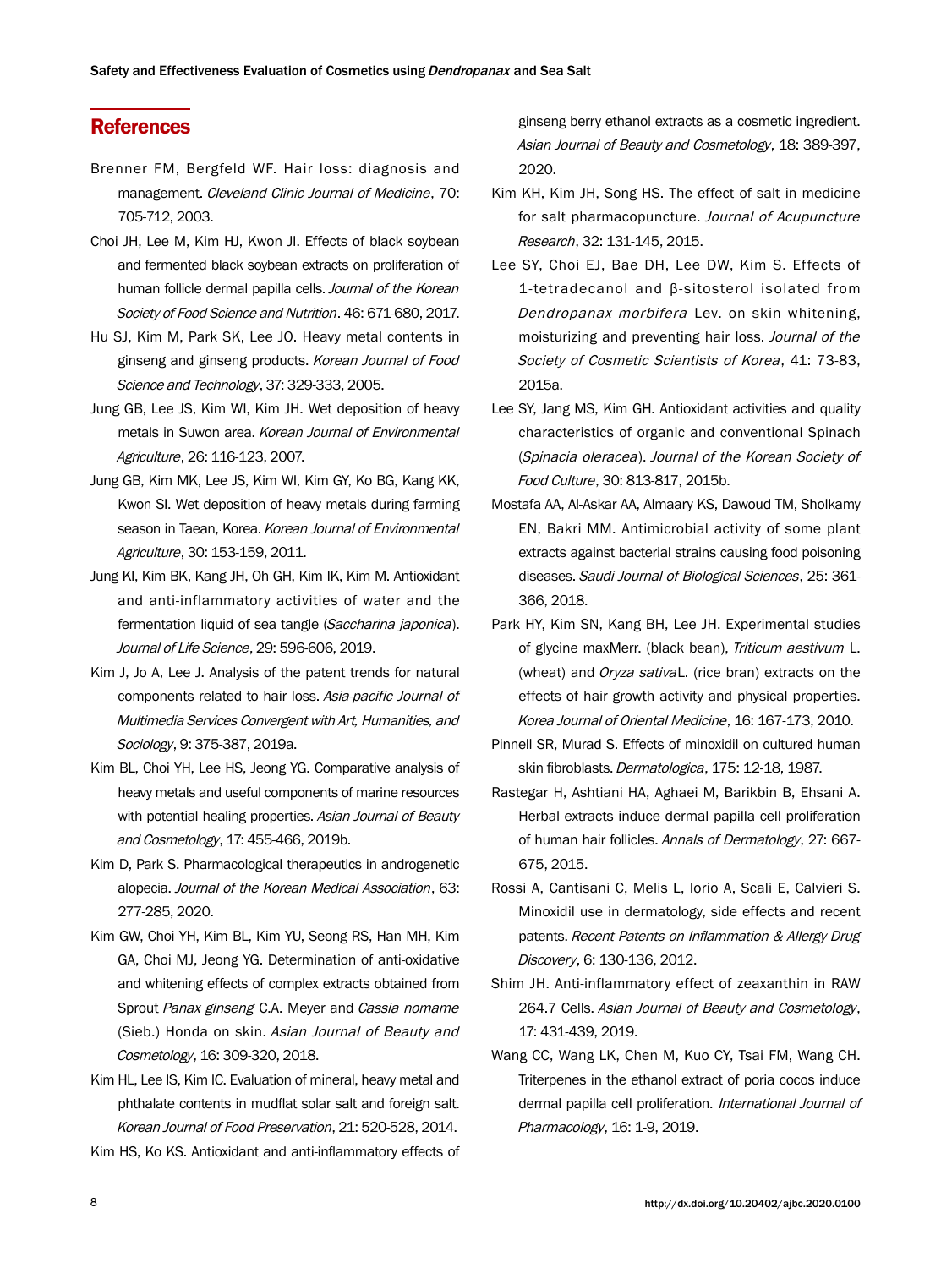## References

Brenner FM, Bergfeld WF. Hair loss: diagnosis and management. *Cleveland Clinic Journal of Medicine*, 70: 705-712, 2003.

Choi JH, Lee M, Kim HJ, Kwon JI. Effects of black soybean and fermented black soybean extracts on proliferation of human follicle dermal papilla cells. *Journal of the Korean Society of Food Science and Nutrition*. 46: 671-680, 2017.

Hu SJ, Kim M, Park SK, Lee JO. Heavy metal contents in ginseng and ginseng products. *Korean Journal of Food Science and Technology*, 37: 329-333, 2005.

Jung GB, Lee JS, Kim WI, Kim JH. Wet deposition of heavy metals in Suwon area. *Korean Journal of Environmental Agriculture*, 26: 116-123, 2007.

Jung GB, Kim MK, Lee JS, Kim WI, Kim GY, Ko BG, Kang KK, Kwon SI. Wet deposition of heavy metals during farming season in Taean, Korea. *Korean Journal of Environmental Agriculture*, 30: 153-159, 2011.

Jung KI, Kim BK, Kang JH, Oh GH, Kim IK, Kim M. Antioxidant and anti-inflammatory activities of water and the fermentation liquid of sea tangle (*Saccharina japonica*). *Journal of Life Science*, 29: 596-606, 2019.

Kim J, Jo A, Lee J. Analysis of the patent trends for natural components related to hair loss. *Asia-pacific Journal of Multimedia Services Convergent with Art, Humanities, and Sociology*, 9: 375-387, 2019a.

Kim BL, Choi YH, Lee HS, Jeong YG. Comparative analysis of heavy metals and useful components of marine resources with potential healing properties. *Asian Journal of Beauty and Cosmetology*, 17: 455-466, 2019b.

Kim D, Park S. Pharmacological therapeutics in androgenetic alopecia. *Journal of the Korean Medical Association*, 63: 277-285, 2020.

Kim GW, Choi YH, Kim BL, Kim YU, Seong RS, Han MH, Kim GA, Choi MJ, Jeong YG. Determination of anti-oxidative and whitening effects of complex extracts obtained from Sprout *Panax ginseng* C.A. Meyer and *Cassia nomame* (Sieb.) Honda on skin. *Asian Journal of Beauty and Cosmetology*, 16: 309-320, 2018.

Kim HL, Lee IS, Kim IC. Evaluation of mineral, heavy metal and phthalate contents in mudflat solar salt and foreign salt. *Korean Journal of Food Preservation*, 21: 520-528, 2014.

Kim HS, Ko KS. Antioxidant and anti-inflammatory effects of ginseng berry ethanol extracts as a cosmetic ingredient. *Asian Journal of Beauty and Cosmetology*, 18: 389-397, 2020.

Kim KH, Kim JH, Song HS. The effect of salt in medicine for salt pharmacopuncture. *Journal of Acupuncture Research*, 32: 131-145, 2015.

Lee SY, Choi EJ, Bae DH, Lee DW, Kim S. Effects of 1-tetradecanol and β-sitosterol isolated from *Dendropanax morbifera* Lev. on skin whitening, moisturizing and preventing hair loss. *Journal of the Society of Cosmetic Scientists of Korea*, 41: 73-83, 2015a.

Lee SY, Jang MS, Kim GH. Antioxidant activities and quality characteristics of organic and conventional Spinach (*Spinacia oleracea*). *Journal of the Korean Society of Food Culture*, 30: 813-817, 2015b.

Mostafa AA, Al-Askar AA, Almaary KS, Dawoud TM, Sholkamy EN, Bakri MM. Antimicrobial activity of some plant extracts against bacterial strains causing food poisoning diseases. *Saudi Journal of Biological Sciences*, 25: 361-366, 2018.

Park HY, Kim SN, Kang BH, Lee JH. Experimental studies of glycine maxMerr. (black bean), *Triticum aestivum* L. (wheat) and *Oryza sativa*L. (rice bran) extracts on the effects of hair growth activity and physical properties. *Korea Journal of Oriental Medicine*, 16: 167-173, 2010.

Pinnell SR, Murad S. Effects of minoxidil on cultured human skin fibroblasts. *Dermatologica*, 175: 12-18, 1987.

Rastegar H, Ashtiani HA, Aghaei M, Barikbin B, Ehsani A. Herbal extracts induce dermal papilla cell proliferation of human hair follicles. *Annals of Dermatology*, 27: 667-675, 2015.

Rossi A, Cantisani C, Melis L, Iorio A, Scali E, Calvieri S. Minoxidil use in dermatology, side effects and recent patents. *Recent Patents on Inflammation & Allergy Drug Discovery*, 6: 130-136, 2012.

Shim JH. Anti-inflammatory effect of zeaxanthin in RAW 264.7 Cells. *Asian Journal of Beauty and Cosmetology*, 17: 431-439, 2019.

Wang CC, Wang LK, Chen M, Kuo CY, Tsai FM, Wang CH. Triterpenes in the ethanol extract of poria cocos induce dermal papilla cell proliferation. *International Journal of Pharmacology*, 16: 1-9, 2019.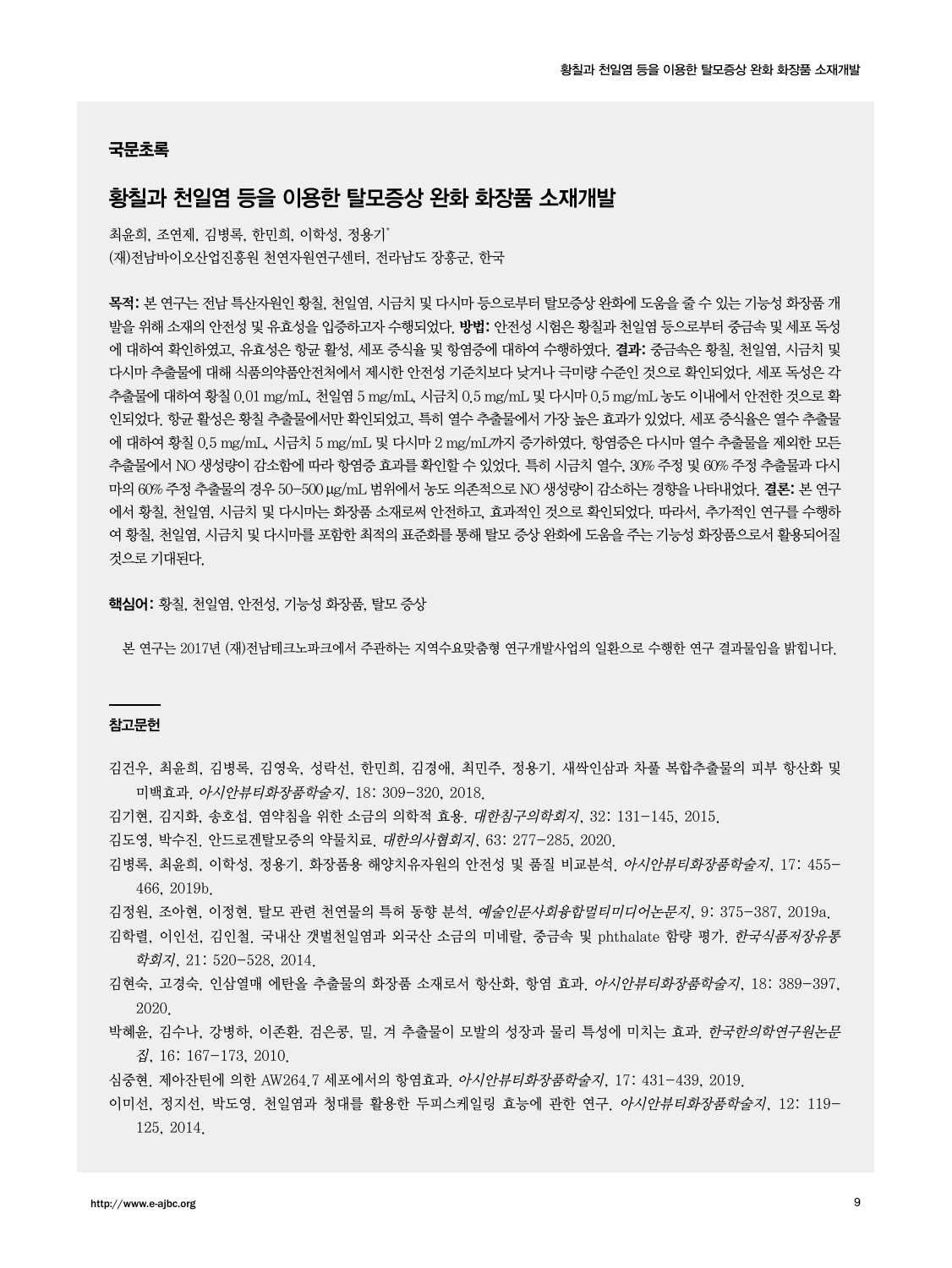## 국문초록

# 황칠과 천일염 등을 이용한 탈모증상 완화 화장품 소재개발

최윤희, 조연제, 김병록, 한민희, 이학성, 정용기*

(재)전남바이오산업진흥원 천연자원연구센터, 전라남도 장흥군, 한국

**목적:** 본 연구는 전남 특산자원인 황칠, 천일염, 시금치 및 다시마 등으로부터 탈모증상 완화에 도움을 줄 수 있는 기능성 화장품 개발을 위해 소재의 안전성 및 유효성을 입증하고자 수행되었다. **방법:** 안전성 시험은 황칠과 천일염 등으로부터 중금속 및 세포 독성에 대하여 확인하였고, 유효성은 항균 활성, 세포 증식율 및 항염증에 대하여 수행하였다. **결과:** 중금속은 황칠, 천일염, 시금치 및 다시마 추출물에 대해 식품의약품안전처에서 제시한 안전성 기준치보다 낮거나 극미량 수준인 것으로 확인되었다. 세포 독성은 각 추출물에 대하여 황칠 0.01 mg/mL, 천일염 5 mg/mL, 시금치 0.5 mg/mL 및 다시마 0.5 mg/mL 농도 이내에서 안전한 것으로 확인되었다. 항균 활성은 황칠 추출물에서만 확인되었고, 특히 열수 추출물에서 가장 높은 효과가 있었다. 세포 증식율은 열수 추출물에 대하여 황칠 0.5 mg/mL, 시금치 5 mg/mL 및 다시마 2 mg/mL까지 증가하였다. 항염증은 다시마 열수 추출물을 제외한 모든 추출물에서 NO 생성량이 감소함에 따라 항염증 효과를 확인할 수 있었다. 특히 시금치 열수, 30% 주정 및 60% 주정 추출물과 다시마의 60% 주정 추출물의 경우 50–500 µg/mL 범위에서 농도 의존적으로 NO 생성량이 감소하는 경향을 나타내었다. **결론:** 본 연구에서 황칠, 천일염, 시금치 및 다시마는 화장품 소재로써 안전하고, 효과적인 것으로 확인되었다. 따라서, 추가적인 연구를 수행하여 황칠, 천일염, 시금치 및 다시마를 포함한 최적의 표준화를 통해 탈모 증상 완화에 도움을 주는 기능성 화장품으로서 활용되어질 것으로 기대된다.

**핵심어:** 황칠, 천일염, 안전성, 기능성 화장품, 탈모 증상

본 연구는 2017년 (재)전남테크노파크에서 주관하는 지역수요맞춤형 연구개발사업의 일환으로 수행한 연구 결과물임을 밝힙니다.

## 참고문헌

김건우, 최윤희, 김병록, 김영욱, 성락선, 한민희, 김경애, 최민주, 정용기. 새싹인삼과 차풀 복합추출물의 피부 항산화 및 미백효과. *아시안뷰티화장품학술지*, 18: 309–320, 2018.

김기현, 김지화, 송호섭. 염약침을 위한 소금의 의학적 효용. *대한침구의학회지*, 32: 131–145, 2015.

김도영, 박수진. 안드로겐탈모증의 약물치료. *대한의사협회지*, 63: 277–285, 2020.

김병록, 최윤희, 이학성, 정용기. 화장품용 해양치유자원의 안전성 및 품질 비교분석. *아시안뷰티화장품학술지*, 17: 455–466, 2019b.

김정원, 조아현, 이정현. 탈모 관련 천연물의 특허 동향 분석. *예술인문사회융합멀티미디어논문지*, 9: 375–387, 2019a.

김학렬, 이인선, 김인철. 국내산 갯벌천일염과 외국산 소금의 미네랄, 중금속 및 phthalate 함량 평가. *한국식품저장유통학회지*, 21: 520–528, 2014.

김현숙, 고경숙. 인삼열매 에탄올 추출물의 화장품 소재로서 항산화, 항염 효과. *아시안뷰티화장품학술지*, 18: 389–397, 2020.

박혜윤, 김수나, 강병하, 이존환. 검은콩, 밀, 겨 추출물이 모발의 성장과 물리 특성에 미치는 효과. *한국한의학연구원논문집*, 16: 167–173, 2010.

심중현. 제아잔틴에 의한 AW264.7 세포에서의 항염효과. *아시안뷰티화장품학술지*, 17: 431–439, 2019.

이미선, 정지선, 박도영. 천일염과 청대를 활용한 두피스케일링 효능에 관한 연구. *아시안뷰티화장품학술지*, 12: 119–125, 2014.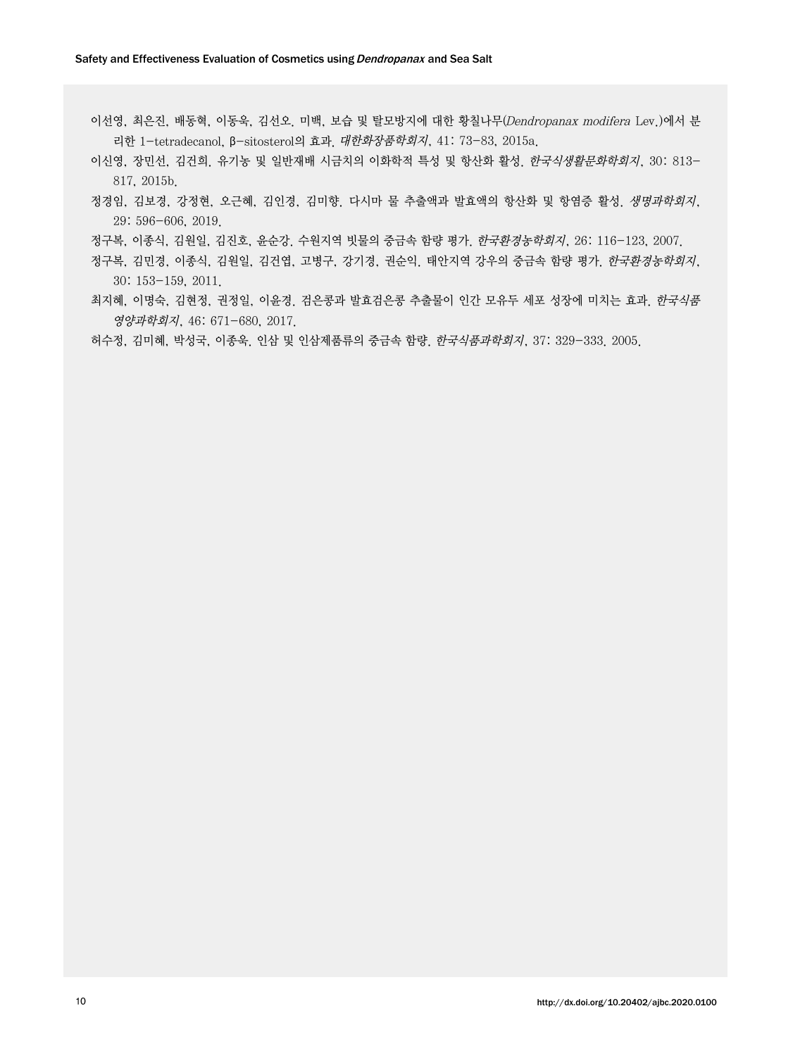이선영, 최은진, 배동혁, 이동욱, 김선오. 미백, 보습 및 탈모방지에 대한 황칠나무(*Dendropanax modifera* Lev.)에서 분리한 1-tetradecanol, β-sitosterol의 효과. *대한화장품학회지*, 41: 73-83, 2015a.

이신영, 장민선, 김건희. 유기농 및 일반재배 시금치의 이화학적 특성 및 항산화 활성. *한국식생활문화학회지*, 30: 813-817, 2015b.

정경임, 김보경, 강정현, 오근혜, 김인경, 김미향. 다시마 물 추출액과 발효액의 항산화 및 항염증 활성. *생명과학회지*, 29: 596-606, 2019.

정구복, 이종식, 김원일, 김진호, 윤순강. 수원지역 빗물의 중금속 함량 평가. *한국환경농학회지*, 26: 116-123, 2007.

정구복, 김민경, 이종식, 김원일, 김건엽, 고병구, 강기경, 권순익. 태안지역 강우의 중금속 함량 평가. *한국환경농학회지*, 30: 153-159, 2011.

최지혜, 이명숙, 김현정, 권정일, 이윤경. 검은콩과 발효검은콩 추출물이 인간 모유두 세포 성장에 미치는 효과. *한국식품영양과학회지*, 46: 671-680, 2017.

허수정, 김미혜, 박성국, 이종욱. 인삼 및 인삼제품류의 중금속 함량. *한국식품과학회지*, 37: 329-333. 2005.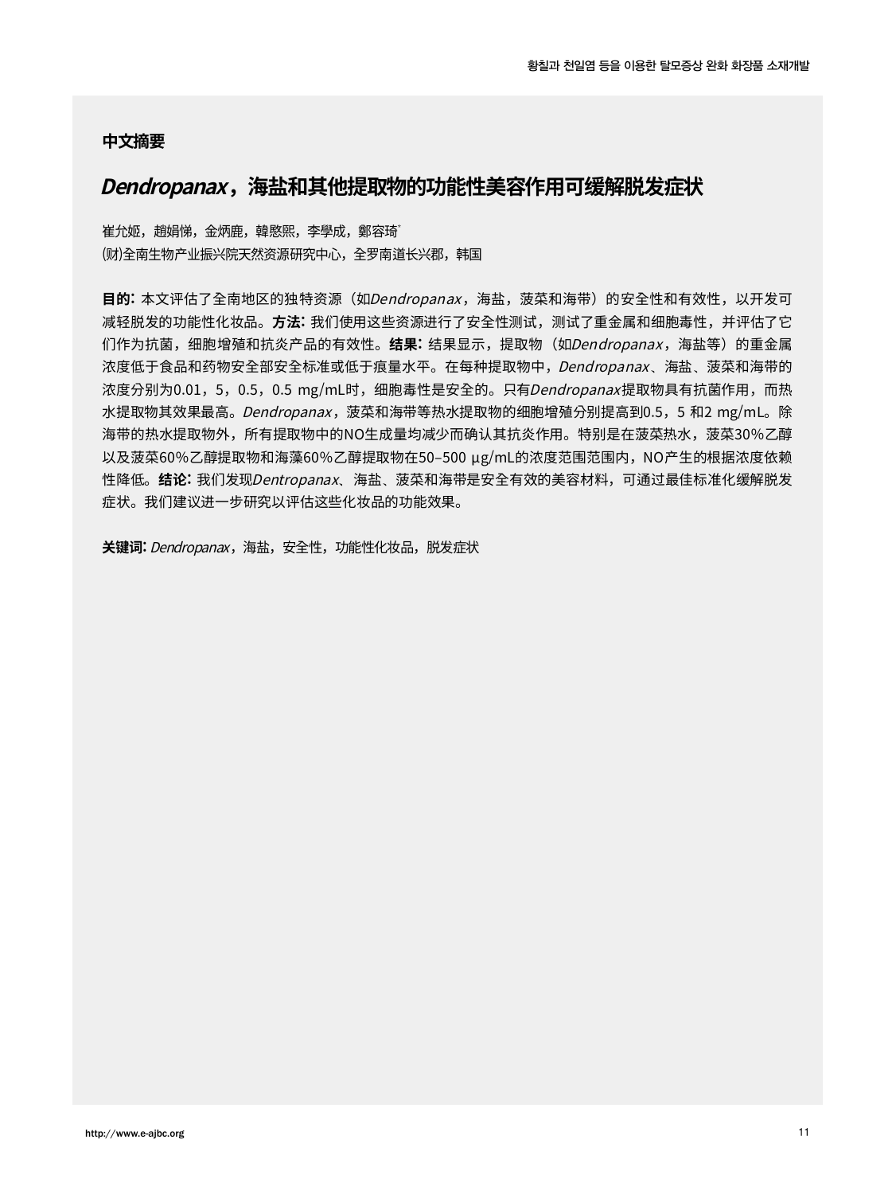## 中文摘要

# *Dendropanax*，海盐和其他提取物的功能性美容作用可缓解脱发症状

崔允姬，趙娟悌，金炳鹿，韓愍熙，李學成，鄭容琦*

(财)全南生物产业振兴院天然资源研究中心，全罗南道长兴郡，韩国

**目的:** 本文评估了全南地区的独特资源（如*Dendropanax*，海盐，菠菜和海带）的安全性和有效性，以开发可减轻脱发的功能性化妆品。**方法:** 我们使用这些资源进行了安全性测试，测试了重金属和细胞毒性，并评估了它们作为抗菌，细胞增殖和抗炎产品的有效性。**结果:** 结果显示，提取物（如*Dendropanax*，海盐等）的重金属浓度低于食品和药物安全部安全标准或低于痕量水平。在每种提取物中，*Dendropanax*、海盐、菠菜和海带的浓度分别为0.01，5，0.5，0.5 mg/mL时，细胞毒性是安全的。只有*Dendropanax*提取物具有抗菌作用，而热水提取物其效果最高。*Dendropanax*，菠菜和海带等热水提取物的细胞增殖分别提高到0.5，5 和2 mg/mL。除海带的热水提取物外，所有提取物中的NO生成量均减少而确认其抗炎作用。特别是在菠菜热水，菠菜30%乙醇以及菠菜60%乙醇提取物和海藻60%乙醇提取物在50–500 µg/mL的浓度范围范围内，NO产生的根据浓度依赖性降低。**结论:** 我们发现*Dentropanax*、海盐、菠菜和海带是安全有效的美容材料，可通过最佳标准化缓解脱发症状。我们建议进一步研究以评估这些化妆品的功能效果。

**关键词:** *Dendropanax*，海盐，安全性，功能性化妆品，脱发症状